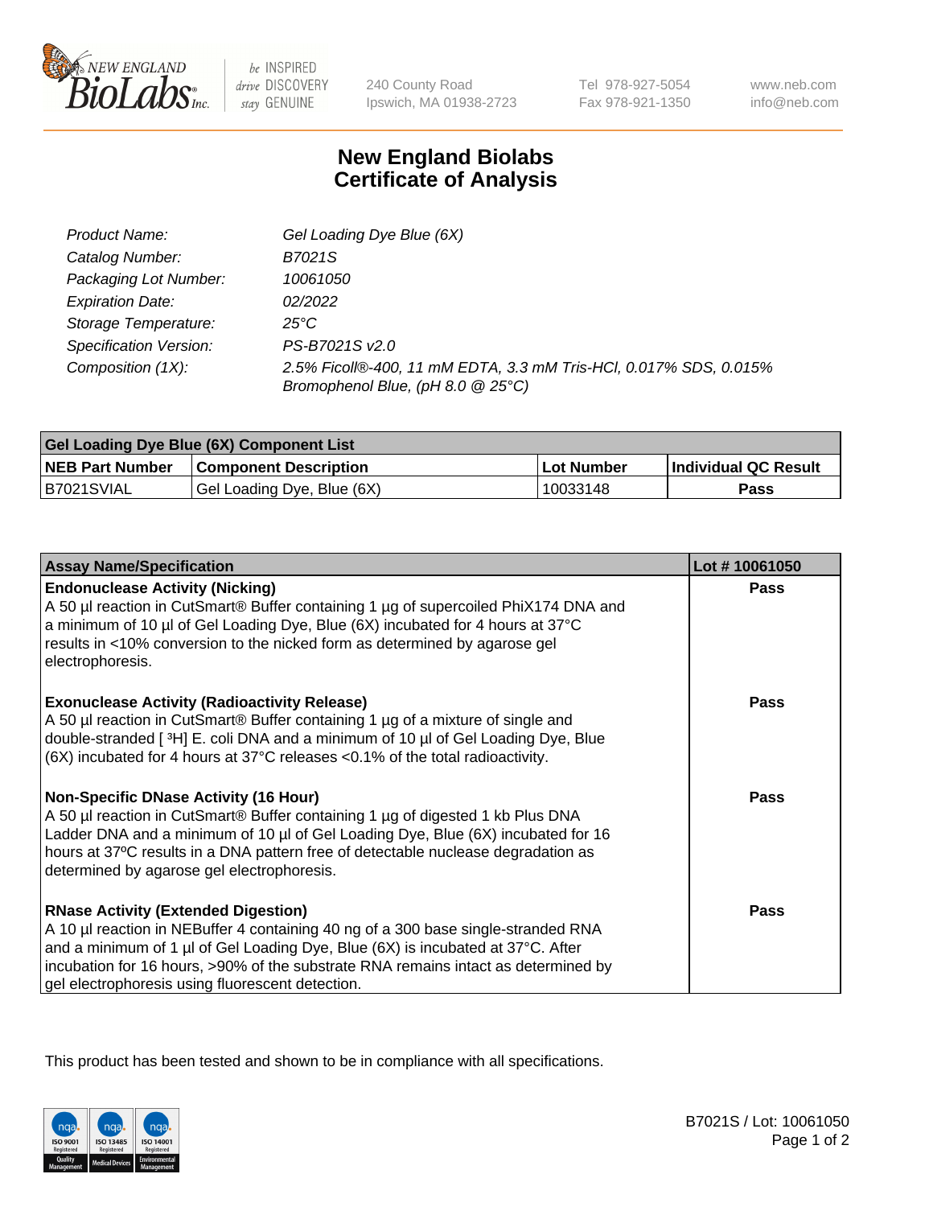# New England Biolabs Certificate of Analysis

| | |
|---|---|
| Product Name: | *Gel Loading Dye Blue (6X)* |
| Catalog Number: | *B7021S* |
| Packaging Lot Number: | *10061050* |
| Expiration Date: | *02/2022* |
| Storage Temperature: | *25°C* |
| Specification Version: | *PS-B7021S v2.0* |
| Composition (1X): | *2.5% Ficoll®-400, 11 mM EDTA, 3.3 mM Tris-HCl, 0.017% SDS, 0.015% Bromophenol Blue, (pH 8.0 @ 25°C)* |

| Gel Loading Dye Blue (6X) Component List | | | |
|---|---|---|---|
| **NEB Part Number** | **Component Description** | **Lot Number** | **Individual QC Result** |
| B7021SVIAL | Gel Loading Dye, Blue (6X) | 10033148 | **Pass** |

| Assay Name/Specification | Lot # 10061050 |
|---|---|
| **Endonuclease Activity (Nicking)**<br>A 50 µl reaction in CutSmart® Buffer containing 1 µg of supercoiled PhiX174 DNA and a minimum of 10 µl of Gel Loading Dye, Blue (6X) incubated for 4 hours at 37°C results in <10% conversion to the nicked form as determined by agarose gel electrophoresis. | **Pass** |
| **Exonuclease Activity (Radioactivity Release)**<br>A 50 µl reaction in CutSmart® Buffer containing 1 µg of a mixture of single and double-stranded [ $^3$H] E. coli DNA and a minimum of 10 µl of Gel Loading Dye, Blue (6X) incubated for 4 hours at 37°C releases <0.1% of the total radioactivity. | **Pass** |
| **Non-Specific DNase Activity (16 Hour)**<br>A 50 µl reaction in CutSmart® Buffer containing 1 µg of digested 1 kb Plus DNA Ladder DNA and a minimum of 10 µl of Gel Loading Dye, Blue (6X) incubated for 16 hours at 37ºC results in a DNA pattern free of detectable nuclease degradation as determined by agarose gel electrophoresis. | **Pass** |
| **RNase Activity (Extended Digestion)**<br>A 10 µl reaction in NEBuffer 4 containing 40 ng of a 300 base single-stranded RNA and a minimum of 1 µl of Gel Loading Dye, Blue (6X) is incubated at 37°C. After incubation for 16 hours, >90% of the substrate RNA remains intact as determined by gel electrophoresis using fluorescent detection. | **Pass** |

This product has been tested and shown to be in compliance with all specifications.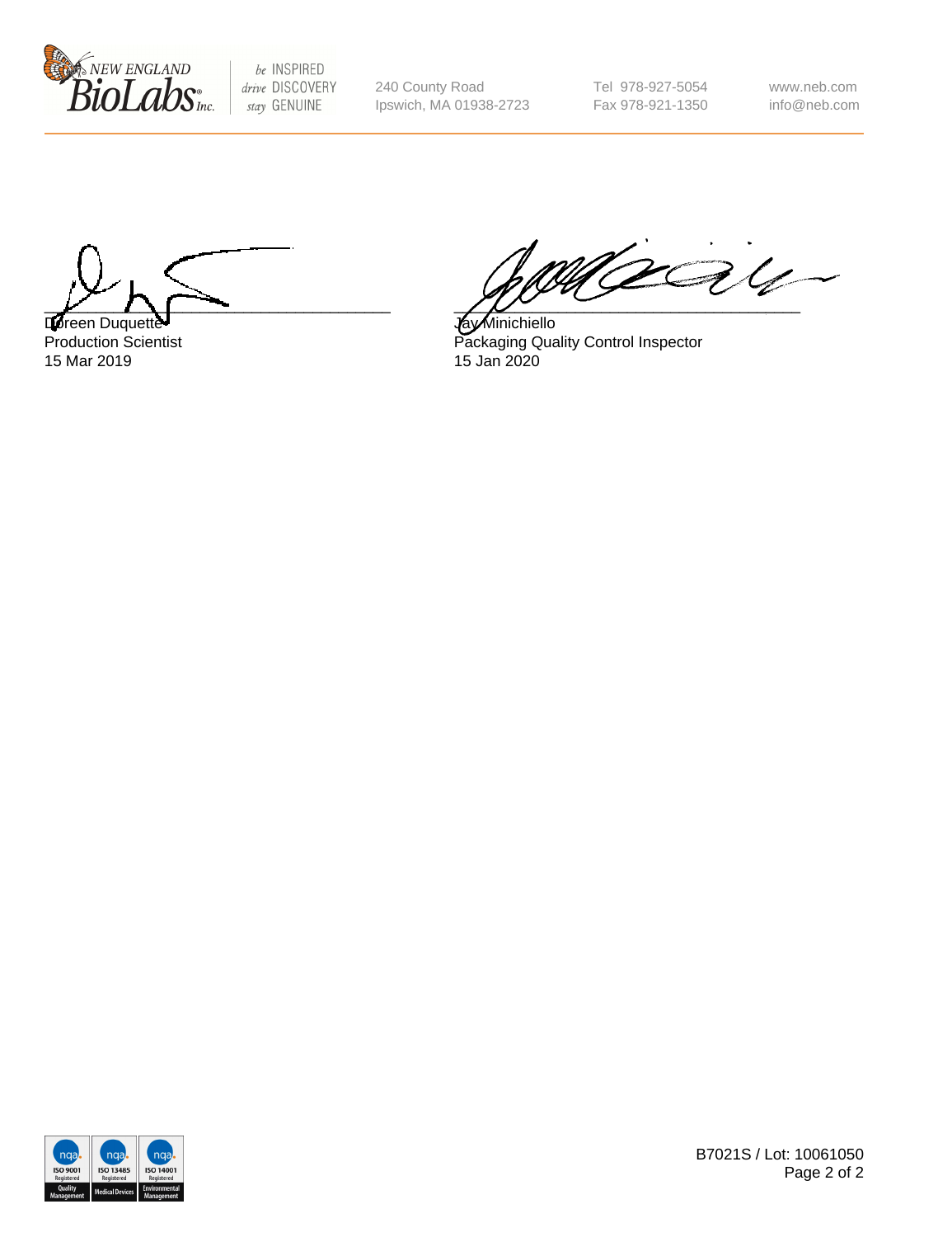Doreen Duquette
Production Scientist
15 Mar 2019

Jay Minichiello
Packaging Quality Control Inspector
15 Jan 2020

B7021S / Lot: 10061050